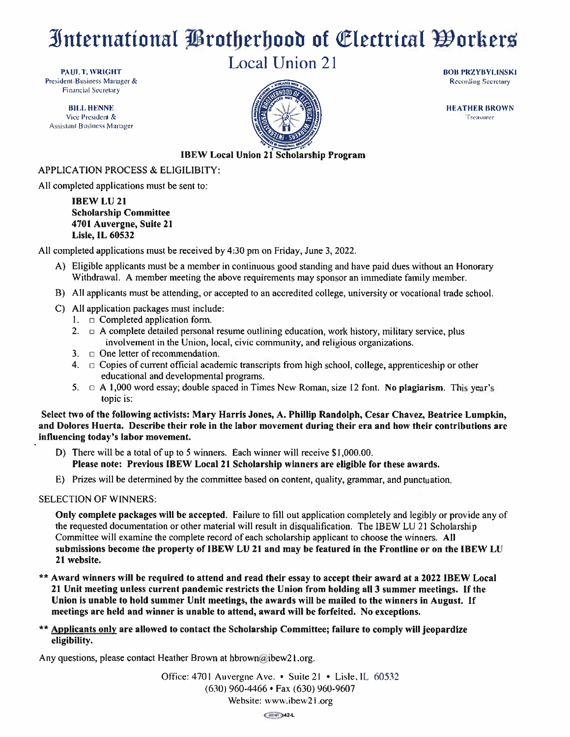# International Brotherhood of Electrical Workers

## Local Union 21

**PAUL T. WRIGHT**
President-Business Manager &
Financial Secretary

**BILL HENNE**
Vice President &
Assistant Business Manager

**BOB PRZYBYLINSKI**
Recording Secretary

**HEATHER BROWN**
Treasurer

### IBEW Local Union 21 Scholarship Program

APPLICATION PROCESS & ELIGILIBITY:

All completed applications must be sent to:

> **IBEW LU 21**
> **Scholarship Committee**
> **4701 Auvergne, Suite 21**
> **Lisle, IL 60532**

All completed applications must be received by 4:30 pm on Friday, June 3, 2022.

A) Eligible applicants must be a member in continuous good standing and have paid dues without an Honorary Withdrawal. A member meeting the above requirements may sponsor an immediate family member.

B) All applicants must be attending, or accepted to an accredited college, university or vocational trade school.

C) All application packages must include:
1. □ Completed application form.
2. □ A complete detailed personal resume outlining education, work history, military service, plus involvement in the Union, local, civic community, and religious organizations.
3. □ One letter of recommendation.
4. □ Copies of current official academic transcripts from high school, college, apprenticeship or other educational and developmental programs.
5. □ A 1,000 word essay; double spaced in Times New Roman, size 12 font. **No plagiarism**. This year's topic is:

**Select two of the following activists: Mary Harris Jones, A. Phillip Randolph, Cesar Chavez, Beatrice Lumpkin, and Dolores Huerta. Describe their role in the labor movement during their era and how their contributions are influencing today's labor movement.**

D) There will be a total of up to 5 winners. Each winner will receive $1,000.00.
**Please note: Previous IBEW Local 21 Scholarship winners are eligible for these awards.**

E) Prizes will be determined by the committee based on content, quality, grammar, and punctuation.

SELECTION OF WINNERS:

**Only complete packages will be accepted.** Failure to fill out application completely and legibly or provide any of the requested documentation or other material will result in disqualification. The IBEW LU 21 Scholarship Committee will examine the complete record of each scholarship applicant to choose the winners. **All submissions become the property of IBEW LU 21 and may be featured in the Frontline or on the IBEW LU 21 website.**

**\*\* Award winners will be required to attend and read their essay to accept their award at a 2022 IBEW Local 21 Unit meeting unless current pandemic restricts the Union from holding all 3 summer meetings. If the Union is unable to hold summer Unit meetings, the awards will be mailed to the winners in August. If meetings are held and winner is unable to attend, award will be forfeited. No exceptions.**

**\*\* Applicants only are allowed to contact the Scholarship Committee; failure to comply will jeopardize eligibility.**

Any questions, please contact Heather Brown at hbrown@ibew21.org.

Office: 4701 Auvergne Ave. • Suite 21 • Lisle, IL 60532
(630) 960-4466 • Fax (630) 960-9607
Website: www.ibew21.org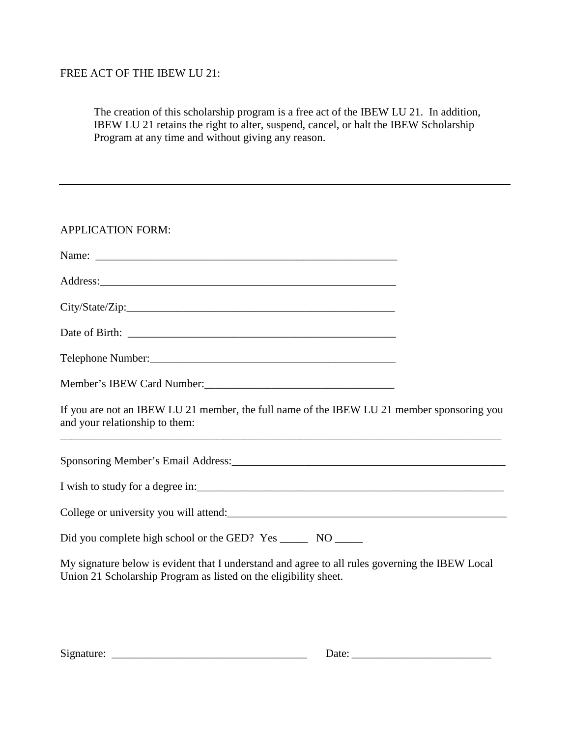FREE ACT OF THE IBEW LU 21:

> The creation of this scholarship program is a free act of the IBEW LU 21. In addition, IBEW LU 21 retains the right to alter, suspend, cancel, or halt the IBEW Scholarship Program at any time and without giving any reason.

---

APPLICATION FORM:

Name: ________________________________________________________

Address:_______________________________________________________

City/State/Zip:__________________________________________________

Date of Birth: __________________________________________________

Telephone Number:______________________________________________

Member's IBEW Card Number:_____________________________________

If you are not an IBEW LU 21 member, the full name of the IBEW LU 21 member sponsoring you and your relationship to them:

_________________________________________________________________________________

Sponsoring Member's Email Address:_______________________________________________

I wish to study for a degree in:____________________________________________________

College or university you will attend:_______________________________________________

Did you complete high school or the GED? Yes _____ NO _____

My signature below is evident that I understand and agree to all rules governing the IBEW Local Union 21 Scholarship Program as listed on the eligibility sheet.

Signature: __________________________________ Date: ________________________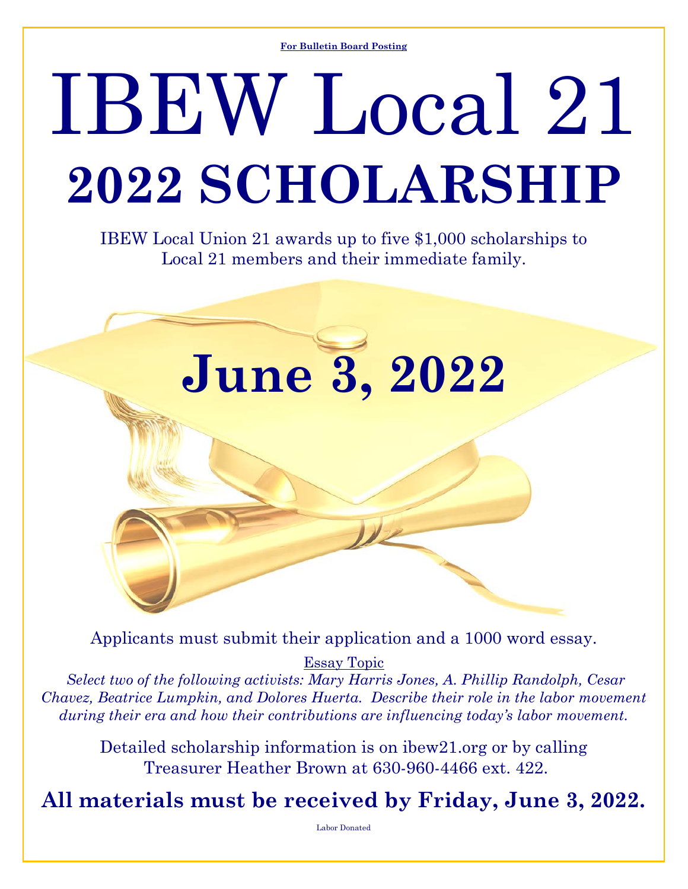For Bulletin Board Posting

# IBEW Local 21

## 2022 SCHOLARSHIP

IBEW Local Union 21 awards up to five $1,000 scholarships to Local 21 members and their immediate family.

# June 3, 2022

Applicants must submit their application and a 1000 word essay.

Essay Topic

*Select two of the following activists: Mary Harris Jones, A. Phillip Randolph, Cesar Chavez, Beatrice Lumpkin, and Dolores Huerta. Describe their role in the labor movement during their era and how their contributions are influencing today's labor movement.*

Detailed scholarship information is on ibew21.org or by calling Treasurer Heather Brown at 630-960-4466 ext. 422.

**All materials must be received by Friday, June 3, 2022.**

Labor Donated